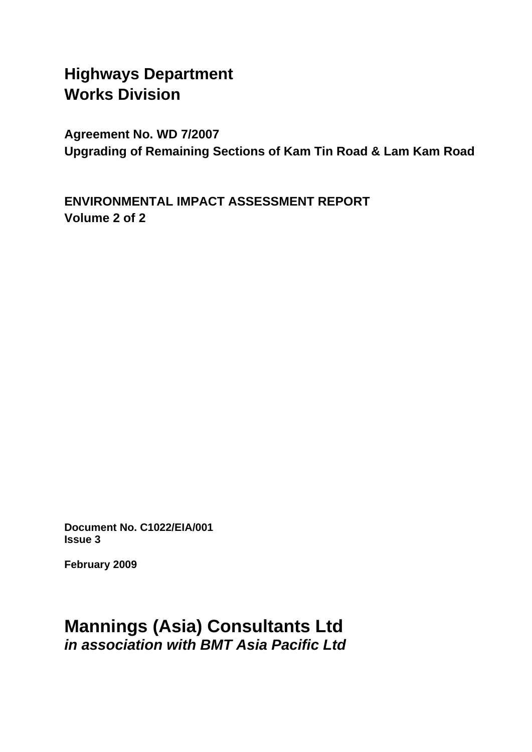# Highways Department
# Works Division

**Agreement No. WD 7/2007**
**Upgrading of Remaining Sections of Kam Tin Road & Lam Kam Road**

**ENVIRONMENTAL IMPACT ASSESSMENT REPORT**
**Volume 2 of 2**

**Document No. C1022/EIA/001**
**Issue 3**

**February 2009**

## Mannings (Asia) Consultants Ltd
***in association with BMT Asia Pacific Ltd***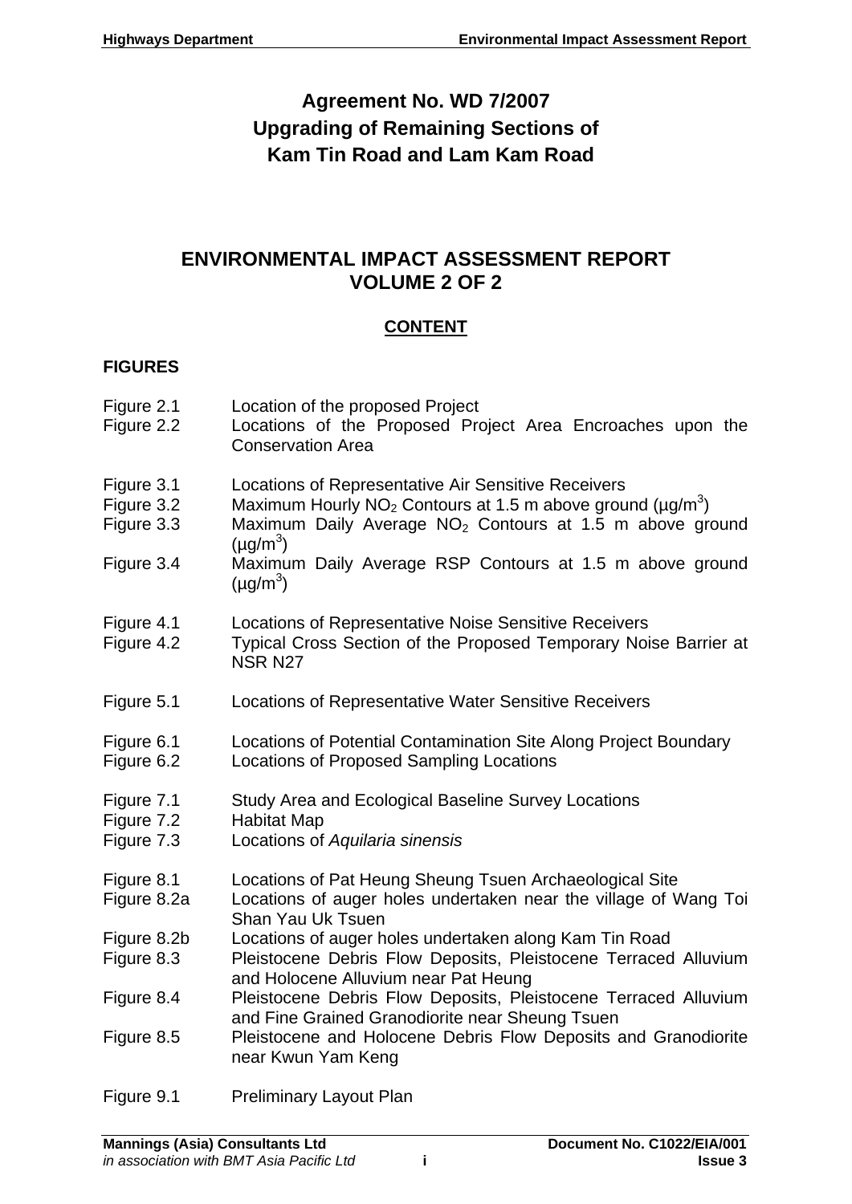# Agreement No. WD 7/2007
# Upgrading of Remaining Sections of Kam Tin Road and Lam Kam Road

## ENVIRONMENTAL IMPACT ASSESSMENT REPORT VOLUME 2 OF 2

### CONTENT

**FIGURES**

| | |
|---|---|
| Figure 2.1 | Location of the proposed Project |
| Figure 2.2 | Locations of the Proposed Project Area Encroaches upon the Conservation Area |
| Figure 3.1 | Locations of Representative Air Sensitive Receivers |
| Figure 3.2 | Maximum Hourly $NO_2$ Contours at 1.5 m above ground ($\mu g/m^3$) |
| Figure 3.3 | Maximum Daily Average $NO_2$ Contours at 1.5 m above ground ($\mu g/m^3$) |
| Figure 3.4 | Maximum Daily Average RSP Contours at 1.5 m above ground ($\mu g/m^3$) |
| Figure 4.1 | Locations of Representative Noise Sensitive Receivers |
| Figure 4.2 | Typical Cross Section of the Proposed Temporary Noise Barrier at NSR N27 |
| Figure 5.1 | Locations of Representative Water Sensitive Receivers |
| Figure 6.1 | Locations of Potential Contamination Site Along Project Boundary |
| Figure 6.2 | Locations of Proposed Sampling Locations |
| Figure 7.1 | Study Area and Ecological Baseline Survey Locations |
| Figure 7.2 | Habitat Map |
| Figure 7.3 | Locations of *Aquilaria sinensis* |
| Figure 8.1 | Locations of Pat Heung Sheung Tsuen Archaeological Site |
| Figure 8.2a | Locations of auger holes undertaken near the village of Wang Toi Shan Yau Uk Tsuen |
| Figure 8.2b | Locations of auger holes undertaken along Kam Tin Road |
| Figure 8.3 | Pleistocene Debris Flow Deposits, Pleistocene Terraced Alluvium and Holocene Alluvium near Pat Heung |
| Figure 8.4 | Pleistocene Debris Flow Deposits, Pleistocene Terraced Alluvium and Fine Grained Granodiorite near Sheung Tsuen |
| Figure 8.5 | Pleistocene and Holocene Debris Flow Deposits and Granodiorite near Kwun Yam Keng |
| Figure 9.1 | Preliminary Layout Plan |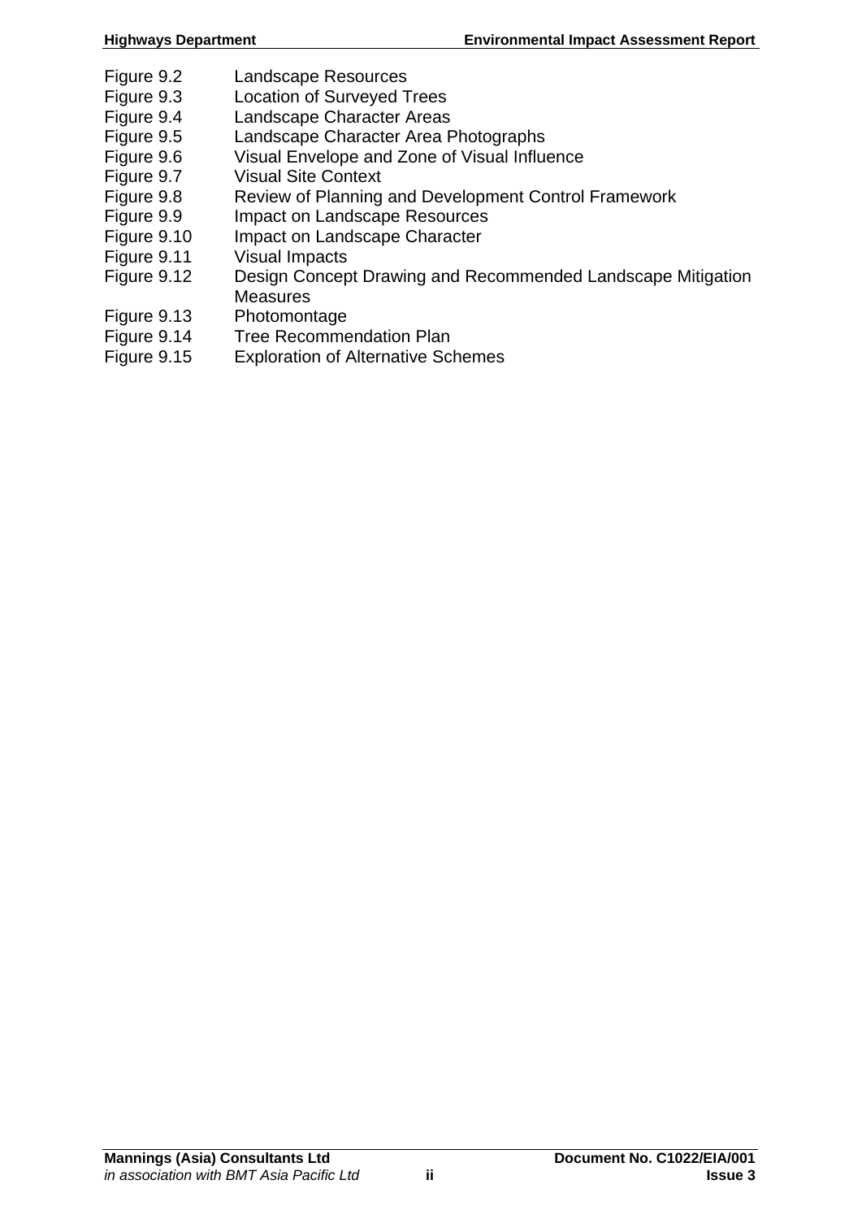| | |
|---|---|
| Figure 9.2 | Landscape Resources |
| Figure 9.3 | Location of Surveyed Trees |
| Figure 9.4 | Landscape Character Areas |
| Figure 9.5 | Landscape Character Area Photographs |
| Figure 9.6 | Visual Envelope and Zone of Visual Influence |
| Figure 9.7 | Visual Site Context |
| Figure 9.8 | Review of Planning and Development Control Framework |
| Figure 9.9 | Impact on Landscape Resources |
| Figure 9.10 | Impact on Landscape Character |
| Figure 9.11 | Visual Impacts |
| Figure 9.12 | Design Concept Drawing and Recommended Landscape Mitigation Measures |
| Figure 9.13 | Photomontage |
| Figure 9.14 | Tree Recommendation Plan |
| Figure 9.15 | Exploration of Alternative Schemes |